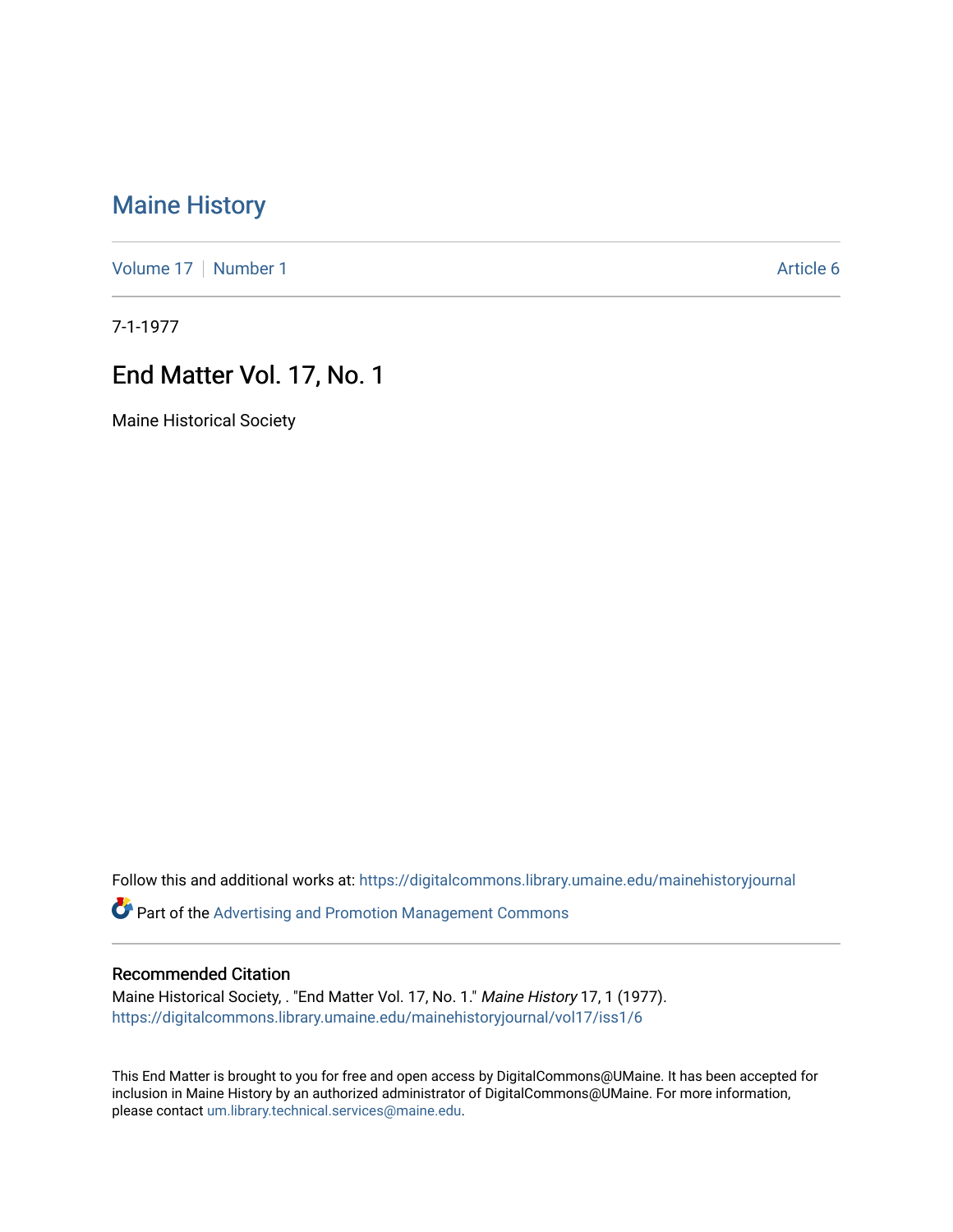# Maine History

Volume 17 | Number 1 Article 6

7-1-1977

## End Matter Vol. 17, No. 1

Maine Historical Society

Follow this and additional works at: https://digitalcommons.library.umaine.edu/mainehistoryjournal

Part of the Advertising and Promotion Management Commons

### Recommended Citation

Maine Historical Society, . "End Matter Vol. 17, No. 1." *Maine History* 17, 1 (1977).
https://digitalcommons.library.umaine.edu/mainehistoryjournal/vol17/iss1/6

This End Matter is brought to you for free and open access by DigitalCommons@UMaine. It has been accepted for inclusion in Maine History by an authorized administrator of DigitalCommons@UMaine. For more information, please contact um.library.technical.services@maine.edu.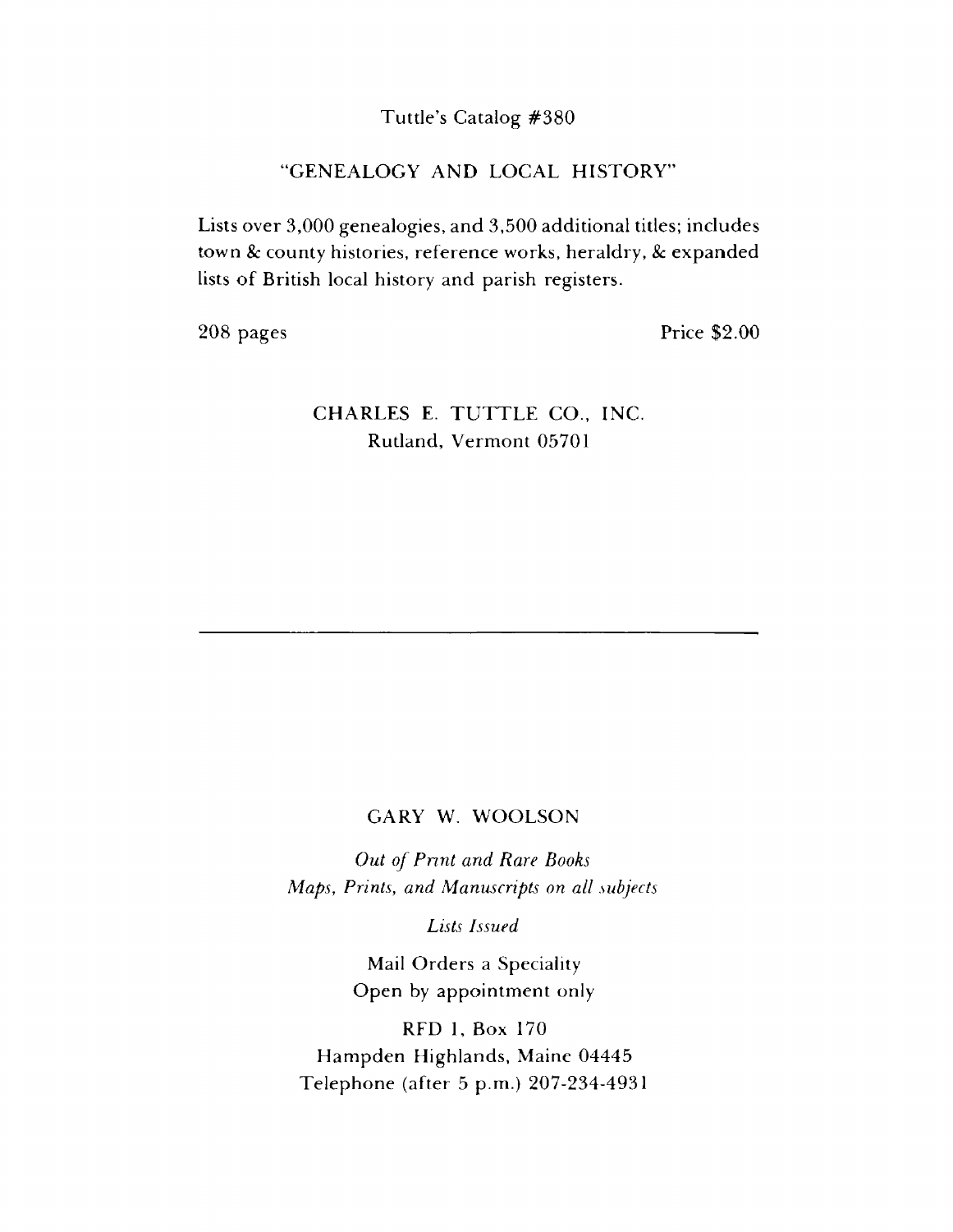Tuttle's Catalog #380

## "GENEALOGY AND LOCAL HISTORY"

Lists over 3,000 genealogies, and 3,500 additional titles; includes town & county histories, reference works, heraldry, & expanded lists of British local history and parish registers.

208 pages — Price $2.00

CHARLES E. TUTTLE CO., INC.
Rutland, Vermont 05701

---

## GARY W. WOOLSON

*Out of Print and Rare Books*
*Maps, Prints, and Manuscripts on all subjects*

*Lists Issued*

Mail Orders a Speciality
Open by appointment only

RFD 1, Box 170
Hampden Highlands, Maine 04445
Telephone (after 5 p.m.) 207-234-4931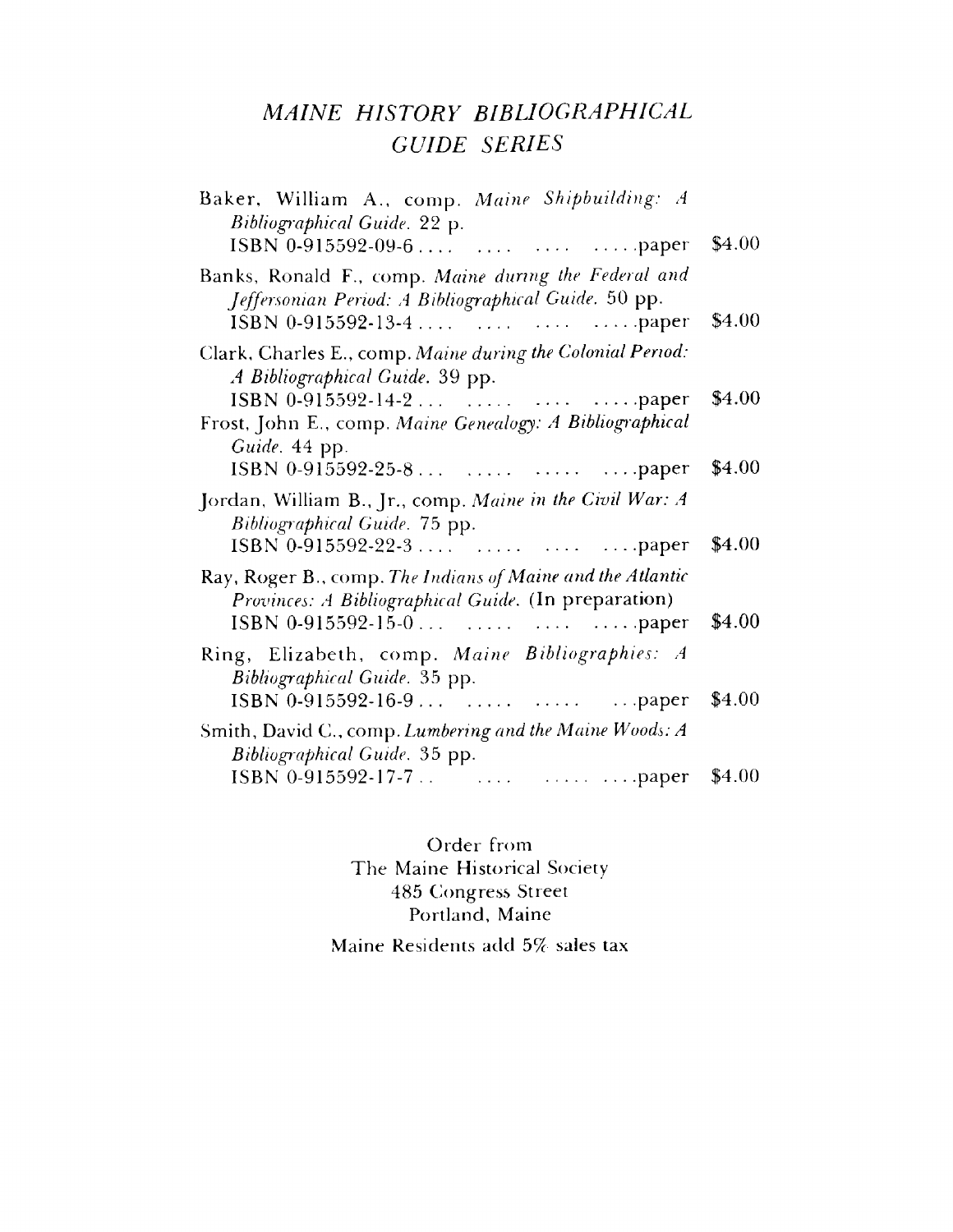# *MAINE HISTORY BIBLIOGRAPHICAL GUIDE SERIES*

Baker, William A., comp. *Maine Shipbuilding: A Bibliographical Guide.* 22 p.
ISBN 0-915592-09-6 .... .... .... .....paper $4.00

Banks, Ronald F., comp. *Maine during the Federal and Jeffersonian Period: A Bibliographical Guide.* 50 pp.
ISBN 0-915592-13-4 .... .... .... .....paper $4.00

Clark, Charles E., comp. *Maine during the Colonial Period: A Bibliographical Guide.* 39 pp.
ISBN 0-915592-14-2 ... ..... .... .....paper $4.00

Frost, John E., comp. *Maine Genealogy: A Bibliographical Guide.* 44 pp.
ISBN 0-915592-25-8 ... ..... ..... ....paper $4.00

Jordan, William B., Jr., comp. *Maine in the Civil War: A Bibliographical Guide.* 75 pp.
ISBN 0-915592-22-3 .... ..... .... ....paper $4.00

Ray, Roger B., comp. *The Indians of Maine and the Atlantic Provinces: A Bibliographical Guide.* (In preparation)
ISBN 0-915592-15-0 ... ..... .... .....paper $4.00

Ring, Elizabeth, comp. *Maine Bibliographies: A Bibliographical Guide.* 35 pp.
ISBN 0-915592-16-9 ... ..... ..... ...paper $4.00

Smith, David C., comp. *Lumbering and the Maine Woods: A Bibliographical Guide.* 35 pp.
ISBN 0-915592-17-7 .. .... ..... ....paper $4.00

Order from
The Maine Historical Society
485 Congress Street
Portland, Maine

Maine Residents add 5% sales tax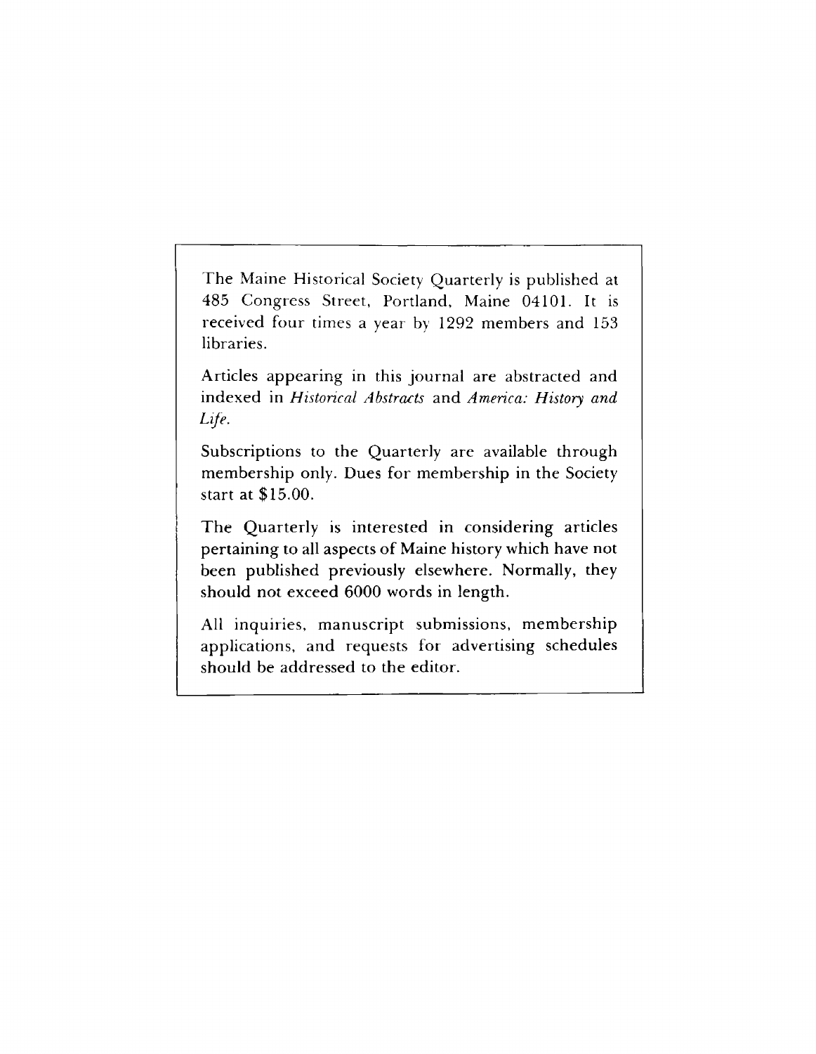The Maine Historical Society Quarterly is published at 485 Congress Street, Portland, Maine 04101. It is received four times a year by 1292 members and 153 libraries.

Articles appearing in this journal are abstracted and indexed in *Historical Abstracts* and *America: History and Life*.

Subscriptions to the Quarterly are available through membership only. Dues for membership in the Society start at $15.00.

The Quarterly is interested in considering articles pertaining to all aspects of Maine history which have not been published previously elsewhere. Normally, they should not exceed 6000 words in length.

All inquiries, manuscript submissions, membership applications, and requests for advertising schedules should be addressed to the editor.